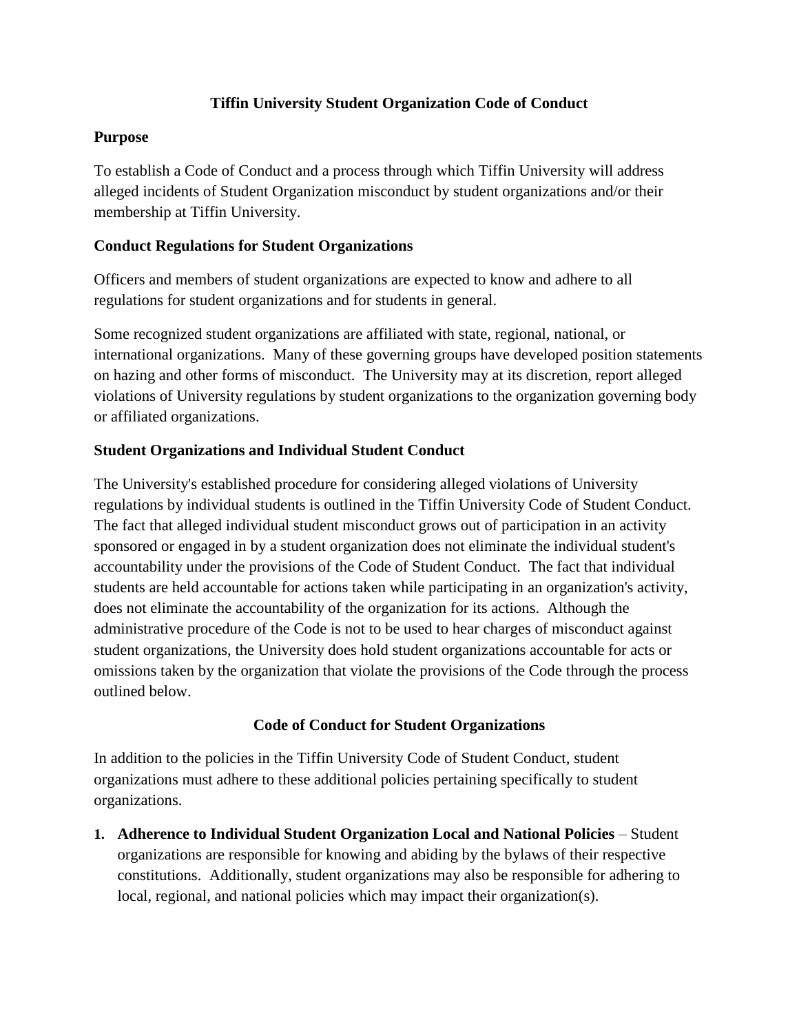# Tiffin University Student Organization Code of Conduct

## Purpose

To establish a Code of Conduct and a process through which Tiffin University will address alleged incidents of Student Organization misconduct by student organizations and/or their membership at Tiffin University.

## Conduct Regulations for Student Organizations

Officers and members of student organizations are expected to know and adhere to all regulations for student organizations and for students in general.

Some recognized student organizations are affiliated with state, regional, national, or international organizations. Many of these governing groups have developed position statements on hazing and other forms of misconduct. The University may at its discretion, report alleged violations of University regulations by student organizations to the organization governing body or affiliated organizations.

## Student Organizations and Individual Student Conduct

The University's established procedure for considering alleged violations of University regulations by individual students is outlined in the Tiffin University Code of Student Conduct. The fact that alleged individual student misconduct grows out of participation in an activity sponsored or engaged in by a student organization does not eliminate the individual student's accountability under the provisions of the Code of Student Conduct. The fact that individual students are held accountable for actions taken while participating in an organization's activity, does not eliminate the accountability of the organization for its actions. Although the administrative procedure of the Code is not to be used to hear charges of misconduct against student organizations, the University does hold student organizations accountable for acts or omissions taken by the organization that violate the provisions of the Code through the process outlined below.

## Code of Conduct for Student Organizations

In addition to the policies in the Tiffin University Code of Student Conduct, student organizations must adhere to these additional policies pertaining specifically to student organizations.

1. **Adherence to Individual Student Organization Local and National Policies** – Student organizations are responsible for knowing and abiding by the bylaws of their respective constitutions. Additionally, student organizations may also be responsible for adhering to local, regional, and national policies which may impact their organization(s).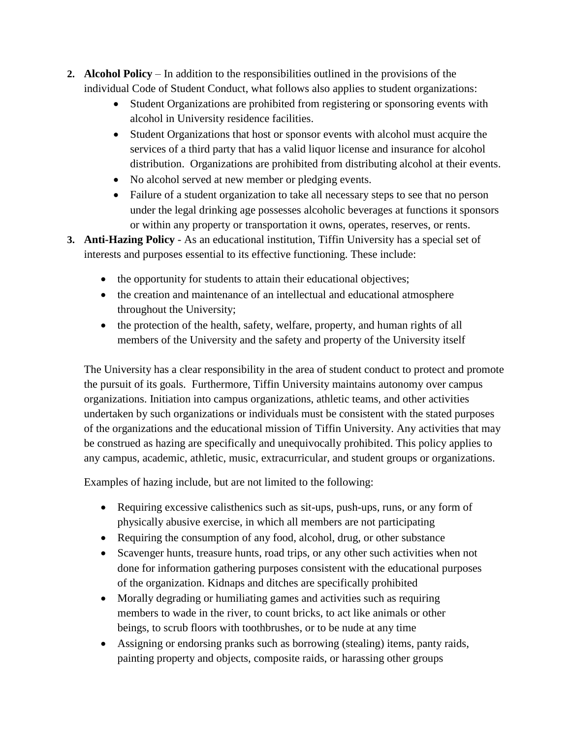2. **Alcohol Policy** – In addition to the responsibilities outlined in the provisions of the individual Code of Student Conduct, what follows also applies to student organizations:
    - Student Organizations are prohibited from registering or sponsoring events with alcohol in University residence facilities.
    - Student Organizations that host or sponsor events with alcohol must acquire the services of a third party that has a valid liquor license and insurance for alcohol distribution. Organizations are prohibited from distributing alcohol at their events.
    - No alcohol served at new member or pledging events.
    - Failure of a student organization to take all necessary steps to see that no person under the legal drinking age possesses alcoholic beverages at functions it sponsors or within any property or transportation it owns, operates, reserves, or rents.
3. **Anti-Hazing Policy** - As an educational institution, Tiffin University has a special set of interests and purposes essential to its effective functioning. These include:

    - the opportunity for students to attain their educational objectives;
    - the creation and maintenance of an intellectual and educational atmosphere throughout the University;
    - the protection of the health, safety, welfare, property, and human rights of all members of the University and the safety and property of the University itself

    The University has a clear responsibility in the area of student conduct to protect and promote the pursuit of its goals. Furthermore, Tiffin University maintains autonomy over campus organizations. Initiation into campus organizations, athletic teams, and other activities undertaken by such organizations or individuals must be consistent with the stated purposes of the organizations and the educational mission of Tiffin University. Any activities that may be construed as hazing are specifically and unequivocally prohibited. This policy applies to any campus, academic, athletic, music, extracurricular, and student groups or organizations.

    Examples of hazing include, but are not limited to the following:

    - Requiring excessive calisthenics such as sit-ups, push-ups, runs, or any form of physically abusive exercise, in which all members are not participating
    - Requiring the consumption of any food, alcohol, drug, or other substance
    - Scavenger hunts, treasure hunts, road trips, or any other such activities when not done for information gathering purposes consistent with the educational purposes of the organization. Kidnaps and ditches are specifically prohibited
    - Morally degrading or humiliating games and activities such as requiring members to wade in the river, to count bricks, to act like animals or other beings, to scrub floors with toothbrushes, or to be nude at any time
    - Assigning or endorsing pranks such as borrowing (stealing) items, panty raids, painting property and objects, composite raids, or harassing other groups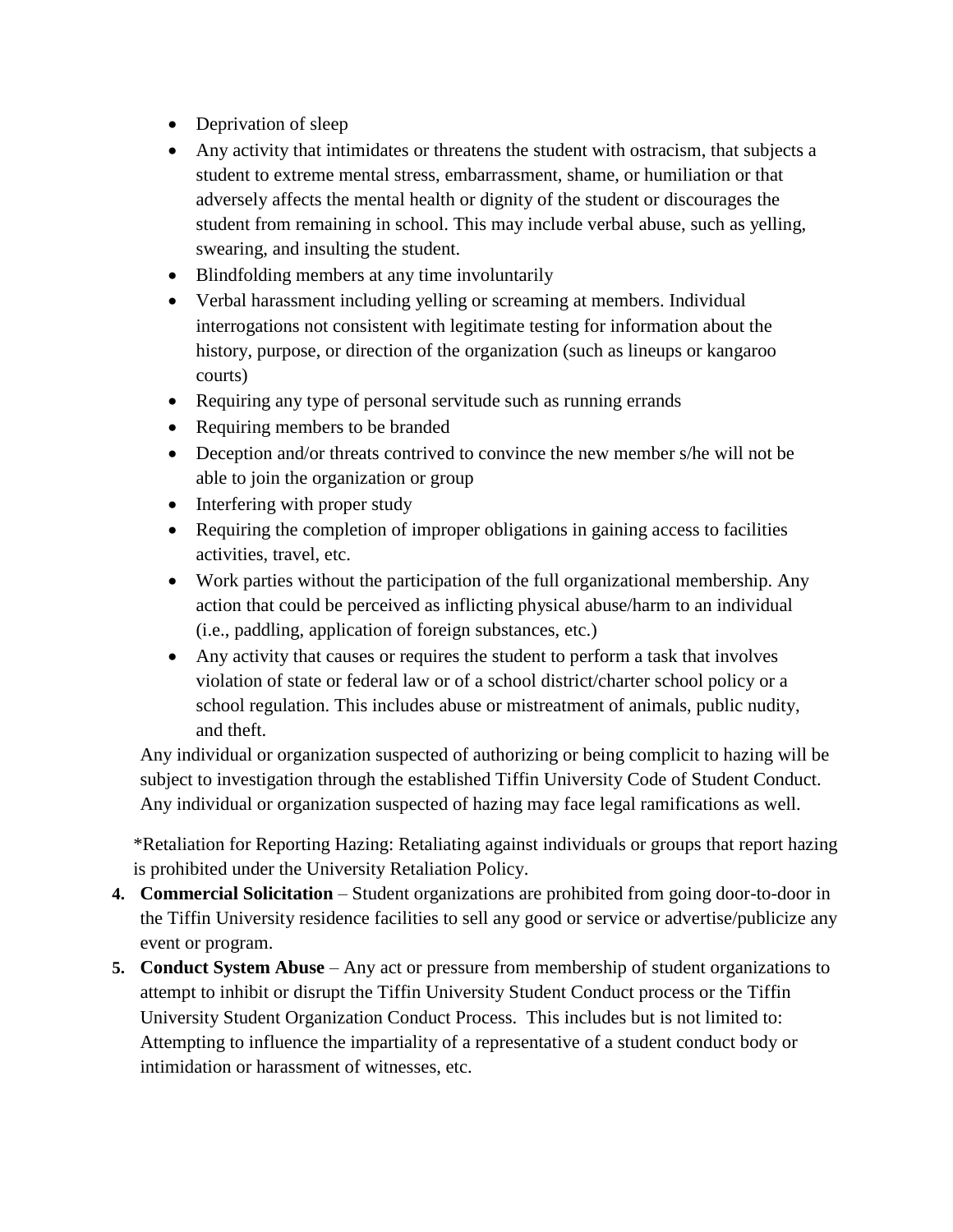- Deprivation of sleep
- Any activity that intimidates or threatens the student with ostracism, that subjects a student to extreme mental stress, embarrassment, shame, or humiliation or that adversely affects the mental health or dignity of the student or discourages the student from remaining in school. This may include verbal abuse, such as yelling, swearing, and insulting the student.
- Blindfolding members at any time involuntarily
- Verbal harassment including yelling or screaming at members. Individual interrogations not consistent with legitimate testing for information about the history, purpose, or direction of the organization (such as lineups or kangaroo courts)
- Requiring any type of personal servitude such as running errands
- Requiring members to be branded
- Deception and/or threats contrived to convince the new member s/he will not be able to join the organization or group
- Interfering with proper study
- Requiring the completion of improper obligations in gaining access to facilities activities, travel, etc.
- Work parties without the participation of the full organizational membership. Any action that could be perceived as inflicting physical abuse/harm to an individual (i.e., paddling, application of foreign substances, etc.)
- Any activity that causes or requires the student to perform a task that involves violation of state or federal law or of a school district/charter school policy or a school regulation. This includes abuse or mistreatment of animals, public nudity, and theft.

Any individual or organization suspected of authorizing or being complicit to hazing will be subject to investigation through the established Tiffin University Code of Student Conduct. Any individual or organization suspected of hazing may face legal ramifications as well.

*Retaliation for Reporting Hazing: Retaliating against individuals or groups that report hazing is prohibited under the University Retaliation Policy.

4. **Commercial Solicitation** – Student organizations are prohibited from going door-to-door in the Tiffin University residence facilities to sell any good or service or advertise/publicize any event or program.
5. **Conduct System Abuse** – Any act or pressure from membership of student organizations to attempt to inhibit or disrupt the Tiffin University Student Conduct process or the Tiffin University Student Organization Conduct Process. This includes but is not limited to: Attempting to influence the impartiality of a representative of a student conduct body or intimidation or harassment of witnesses, etc.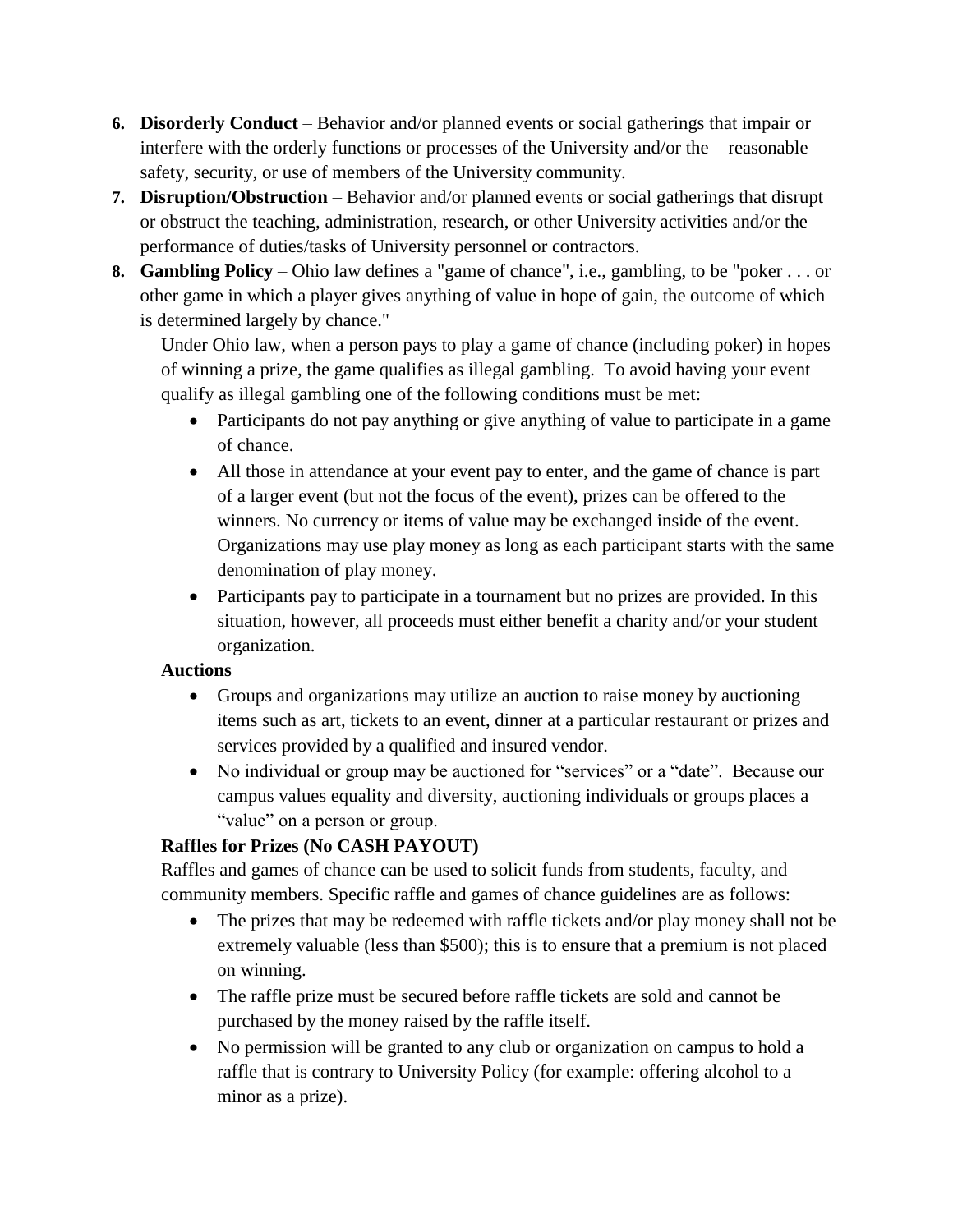6. **Disorderly Conduct** – Behavior and/or planned events or social gatherings that impair or interfere with the orderly functions or processes of the University and/or the reasonable safety, security, or use of members of the University community.
7. **Disruption/Obstruction** – Behavior and/or planned events or social gatherings that disrupt or obstruct the teaching, administration, research, or other University activities and/or the performance of duties/tasks of University personnel or contractors.
8. **Gambling Policy** – Ohio law defines a "game of chance", i.e., gambling, to be "poker . . . or other game in which a player gives anything of value in hope of gain, the outcome of which is determined largely by chance."

   Under Ohio law, when a person pays to play a game of chance (including poker) in hopes of winning a prize, the game qualifies as illegal gambling. To avoid having your event qualify as illegal gambling one of the following conditions must be met:

   - Participants do not pay anything or give anything of value to participate in a game of chance.
   - All those in attendance at your event pay to enter, and the game of chance is part of a larger event (but not the focus of the event), prizes can be offered to the winners. No currency or items of value may be exchanged inside of the event. Organizations may use play money as long as each participant starts with the same denomination of play money.
   - Participants pay to participate in a tournament but no prizes are provided. In this situation, however, all proceeds must either benefit a charity and/or your student organization.

   **Auctions**

   - Groups and organizations may utilize an auction to raise money by auctioning items such as art, tickets to an event, dinner at a particular restaurant or prizes and services provided by a qualified and insured vendor.
   - No individual or group may be auctioned for "services" or a "date". Because our campus values equality and diversity, auctioning individuals or groups places a "value" on a person or group.

   **Raffles for Prizes (No CASH PAYOUT)**

   Raffles and games of chance can be used to solicit funds from students, faculty, and community members. Specific raffle and games of chance guidelines are as follows:

   - The prizes that may be redeemed with raffle tickets and/or play money shall not be extremely valuable (less than $500); this is to ensure that a premium is not placed on winning.
   - The raffle prize must be secured before raffle tickets are sold and cannot be purchased by the money raised by the raffle itself.
   - No permission will be granted to any club or organization on campus to hold a raffle that is contrary to University Policy (for example: offering alcohol to a minor as a prize).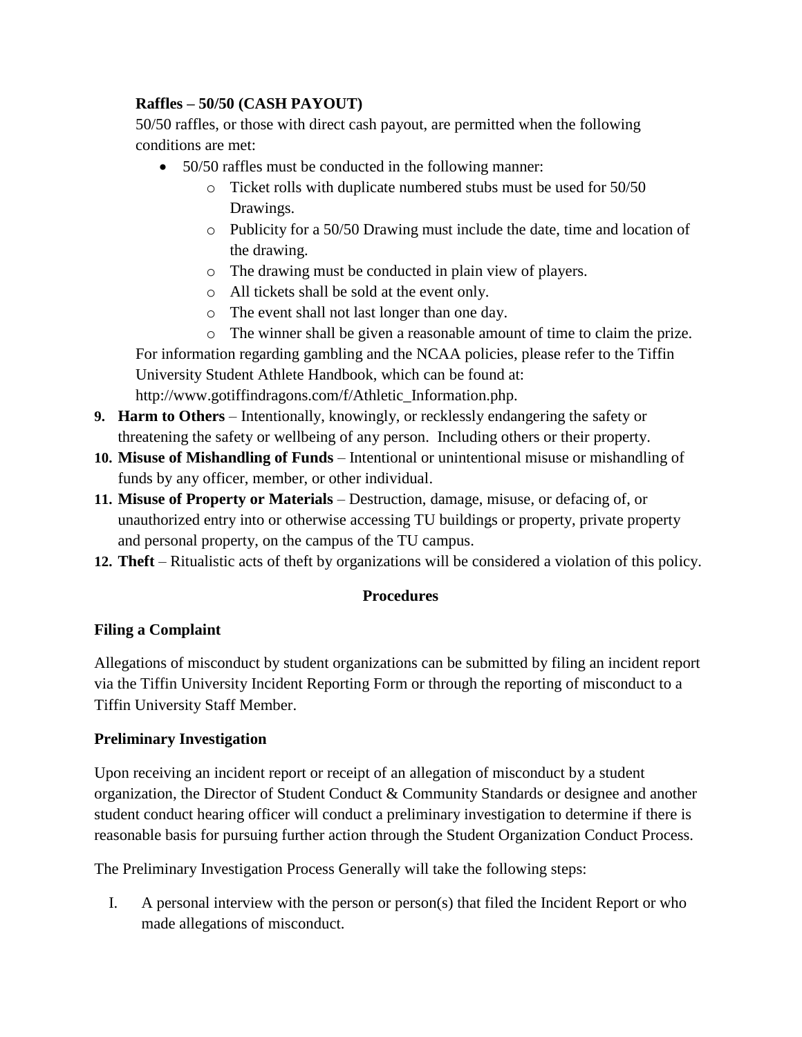**Raffles – 50/50 (CASH PAYOUT)**

50/50 raffles, or those with direct cash payout, are permitted when the following conditions are met:

- 50/50 raffles must be conducted in the following manner:
    - Ticket rolls with duplicate numbered stubs must be used for 50/50 Drawings.
    - Publicity for a 50/50 Drawing must include the date, time and location of the drawing.
    - The drawing must be conducted in plain view of players.
    - All tickets shall be sold at the event only.
    - The event shall not last longer than one day.
    - The winner shall be given a reasonable amount of time to claim the prize.

For information regarding gambling and the NCAA policies, please refer to the Tiffin University Student Athlete Handbook, which can be found at: http://www.gotiffindragons.com/f/Athletic_Information.php.

9. **Harm to Others** – Intentionally, knowingly, or recklessly endangering the safety or threatening the safety or wellbeing of any person. Including others or their property.
10. **Misuse of Mishandling of Funds** – Intentional or unintentional misuse or mishandling of funds by any officer, member, or other individual.
11. **Misuse of Property or Materials** – Destruction, damage, misuse, or defacing of, or unauthorized entry into or otherwise accessing TU buildings or property, private property and personal property, on the campus of the TU campus.
12. **Theft** – Ritualistic acts of theft by organizations will be considered a violation of this policy.

## Procedures

### Filing a Complaint

Allegations of misconduct by student organizations can be submitted by filing an incident report via the Tiffin University Incident Reporting Form or through the reporting of misconduct to a Tiffin University Staff Member.

### Preliminary Investigation

Upon receiving an incident report or receipt of an allegation of misconduct by a student organization, the Director of Student Conduct & Community Standards or designee and another student conduct hearing officer will conduct a preliminary investigation to determine if there is reasonable basis for pursuing further action through the Student Organization Conduct Process.

The Preliminary Investigation Process Generally will take the following steps:

I. A personal interview with the person or person(s) that filed the Incident Report or who made allegations of misconduct.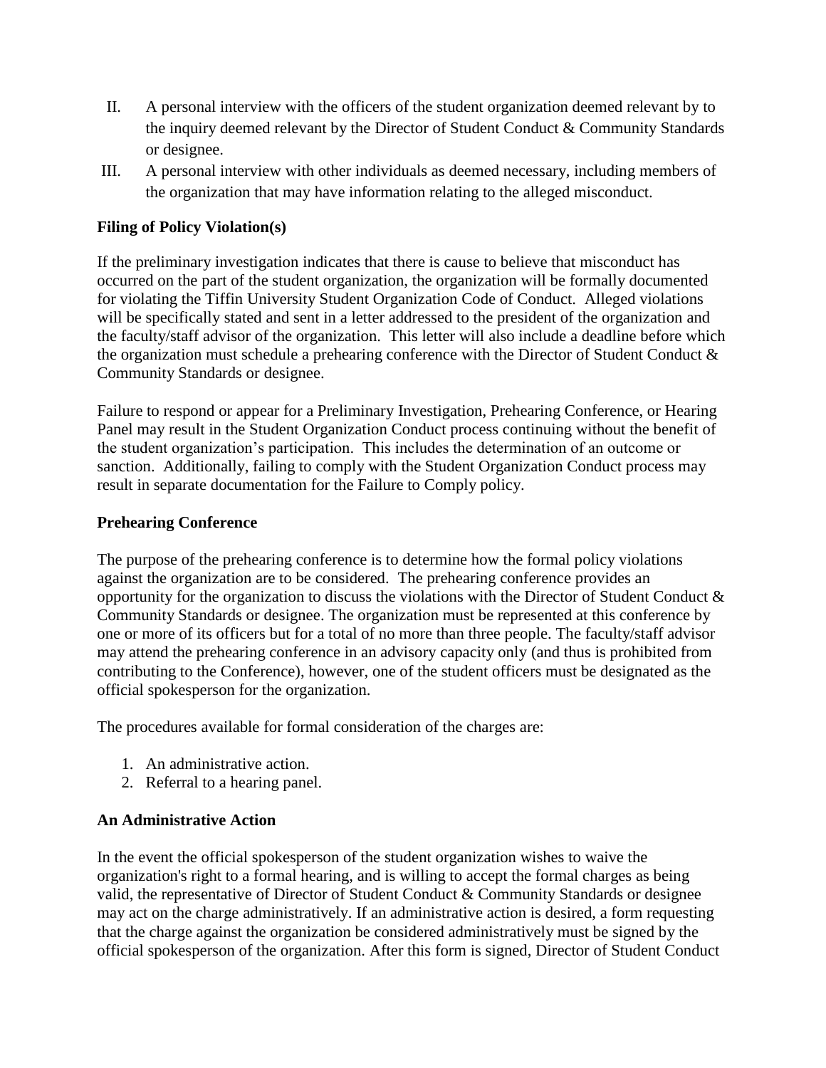II. A personal interview with the officers of the student organization deemed relevant by to the inquiry deemed relevant by the Director of Student Conduct & Community Standards or designee.

III. A personal interview with other individuals as deemed necessary, including members of the organization that may have information relating to the alleged misconduct.

**Filing of Policy Violation(s)**

If the preliminary investigation indicates that there is cause to believe that misconduct has occurred on the part of the student organization, the organization will be formally documented for violating the Tiffin University Student Organization Code of Conduct. Alleged violations will be specifically stated and sent in a letter addressed to the president of the organization and the faculty/staff advisor of the organization. This letter will also include a deadline before which the organization must schedule a prehearing conference with the Director of Student Conduct & Community Standards or designee.

Failure to respond or appear for a Preliminary Investigation, Prehearing Conference, or Hearing Panel may result in the Student Organization Conduct process continuing without the benefit of the student organization's participation. This includes the determination of an outcome or sanction. Additionally, failing to comply with the Student Organization Conduct process may result in separate documentation for the Failure to Comply policy.

**Prehearing Conference**

The purpose of the prehearing conference is to determine how the formal policy violations against the organization are to be considered. The prehearing conference provides an opportunity for the organization to discuss the violations with the Director of Student Conduct & Community Standards or designee. The organization must be represented at this conference by one or more of its officers but for a total of no more than three people. The faculty/staff advisor may attend the prehearing conference in an advisory capacity only (and thus is prohibited from contributing to the Conference), however, one of the student officers must be designated as the official spokesperson for the organization.

The procedures available for formal consideration of the charges are:

1. An administrative action.
2. Referral to a hearing panel.

**An Administrative Action**

In the event the official spokesperson of the student organization wishes to waive the organization's right to a formal hearing, and is willing to accept the formal charges as being valid, the representative of Director of Student Conduct & Community Standards or designee may act on the charge administratively. If an administrative action is desired, a form requesting that the charge against the organization be considered administratively must be signed by the official spokesperson of the organization. After this form is signed, Director of Student Conduct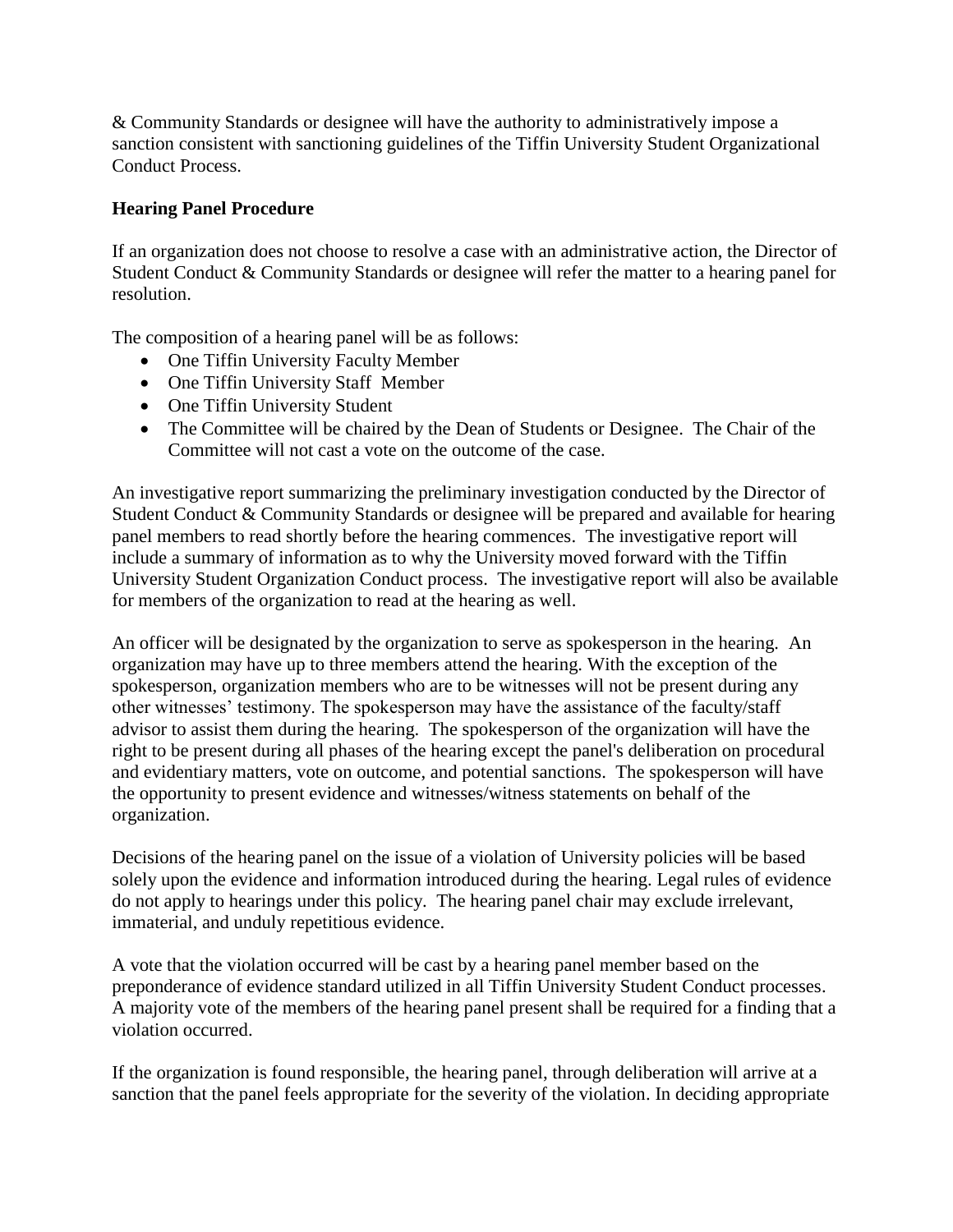& Community Standards or designee will have the authority to administratively impose a sanction consistent with sanctioning guidelines of the Tiffin University Student Organizational Conduct Process.

**Hearing Panel Procedure**

If an organization does not choose to resolve a case with an administrative action, the Director of Student Conduct & Community Standards or designee will refer the matter to a hearing panel for resolution.

The composition of a hearing panel will be as follows:

- One Tiffin University Faculty Member
- One Tiffin University Staff Member
- One Tiffin University Student
- The Committee will be chaired by the Dean of Students or Designee. The Chair of the Committee will not cast a vote on the outcome of the case.

An investigative report summarizing the preliminary investigation conducted by the Director of Student Conduct & Community Standards or designee will be prepared and available for hearing panel members to read shortly before the hearing commences. The investigative report will include a summary of information as to why the University moved forward with the Tiffin University Student Organization Conduct process. The investigative report will also be available for members of the organization to read at the hearing as well.

An officer will be designated by the organization to serve as spokesperson in the hearing. An organization may have up to three members attend the hearing. With the exception of the spokesperson, organization members who are to be witnesses will not be present during any other witnesses' testimony. The spokesperson may have the assistance of the faculty/staff advisor to assist them during the hearing. The spokesperson of the organization will have the right to be present during all phases of the hearing except the panel's deliberation on procedural and evidentiary matters, vote on outcome, and potential sanctions. The spokesperson will have the opportunity to present evidence and witnesses/witness statements on behalf of the organization.

Decisions of the hearing panel on the issue of a violation of University policies will be based solely upon the evidence and information introduced during the hearing. Legal rules of evidence do not apply to hearings under this policy. The hearing panel chair may exclude irrelevant, immaterial, and unduly repetitious evidence.

A vote that the violation occurred will be cast by a hearing panel member based on the preponderance of evidence standard utilized in all Tiffin University Student Conduct processes. A majority vote of the members of the hearing panel present shall be required for a finding that a violation occurred.

If the organization is found responsible, the hearing panel, through deliberation will arrive at a sanction that the panel feels appropriate for the severity of the violation. In deciding appropriate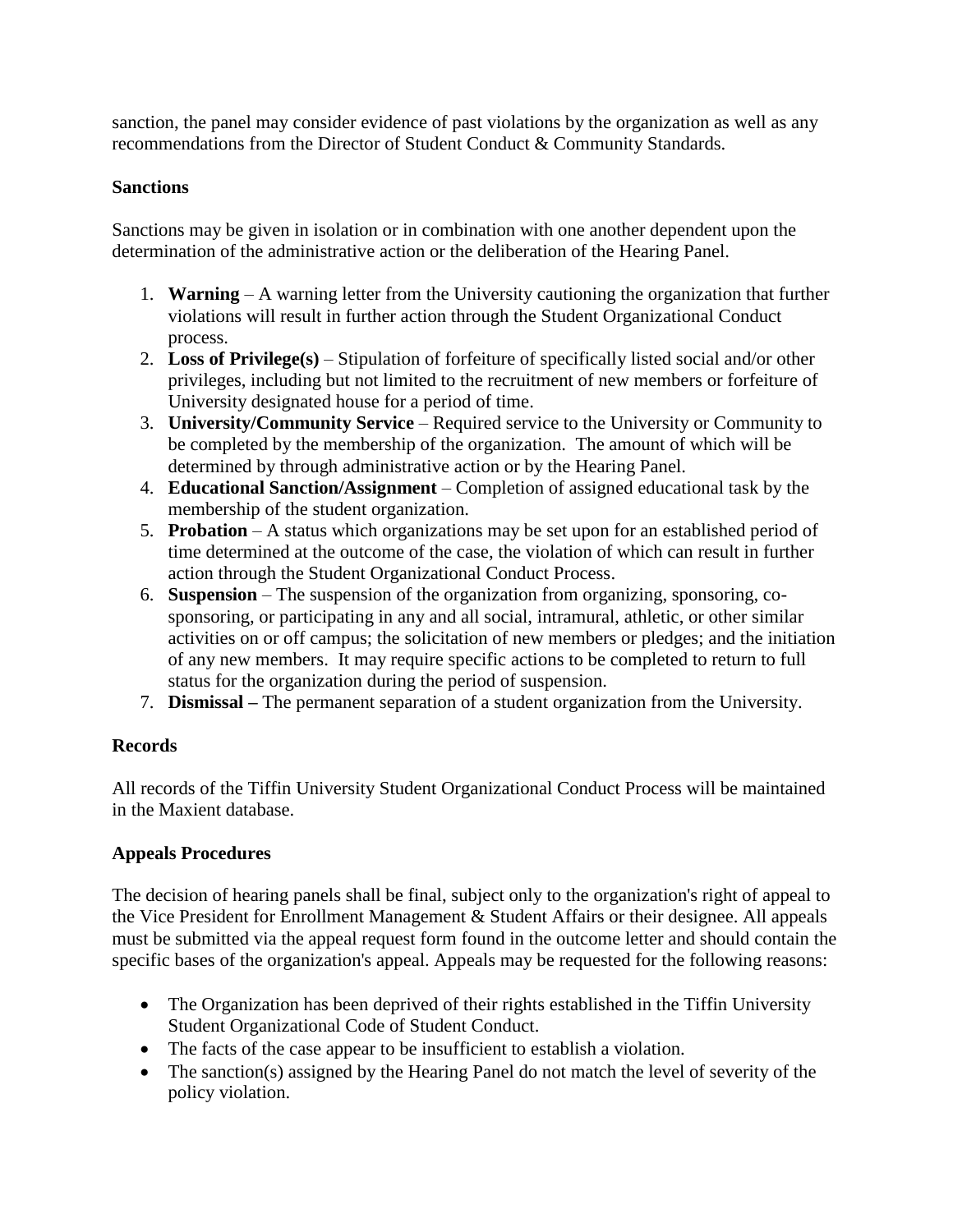sanction, the panel may consider evidence of past violations by the organization as well as any recommendations from the Director of Student Conduct & Community Standards.

**Sanctions**

Sanctions may be given in isolation or in combination with one another dependent upon the determination of the administrative action or the deliberation of the Hearing Panel.

1. **Warning** – A warning letter from the University cautioning the organization that further violations will result in further action through the Student Organizational Conduct process.
2. **Loss of Privilege(s)** – Stipulation of forfeiture of specifically listed social and/or other privileges, including but not limited to the recruitment of new members or forfeiture of University designated house for a period of time.
3. **University/Community Service** – Required service to the University or Community to be completed by the membership of the organization. The amount of which will be determined by through administrative action or by the Hearing Panel.
4. **Educational Sanction/Assignment** – Completion of assigned educational task by the membership of the student organization.
5. **Probation** – A status which organizations may be set upon for an established period of time determined at the outcome of the case, the violation of which can result in further action through the Student Organizational Conduct Process.
6. **Suspension** – The suspension of the organization from organizing, sponsoring, co-sponsoring, or participating in any and all social, intramural, athletic, or other similar activities on or off campus; the solicitation of new members or pledges; and the initiation of any new members. It may require specific actions to be completed to return to full status for the organization during the period of suspension.
7. **Dismissal –** The permanent separation of a student organization from the University.

**Records**

All records of the Tiffin University Student Organizational Conduct Process will be maintained in the Maxient database.

**Appeals Procedures**

The decision of hearing panels shall be final, subject only to the organization's right of appeal to the Vice President for Enrollment Management & Student Affairs or their designee. All appeals must be submitted via the appeal request form found in the outcome letter and should contain the specific bases of the organization's appeal. Appeals may be requested for the following reasons:

- The Organization has been deprived of their rights established in the Tiffin University Student Organizational Code of Student Conduct.
- The facts of the case appear to be insufficient to establish a violation.
- The sanction(s) assigned by the Hearing Panel do not match the level of severity of the policy violation.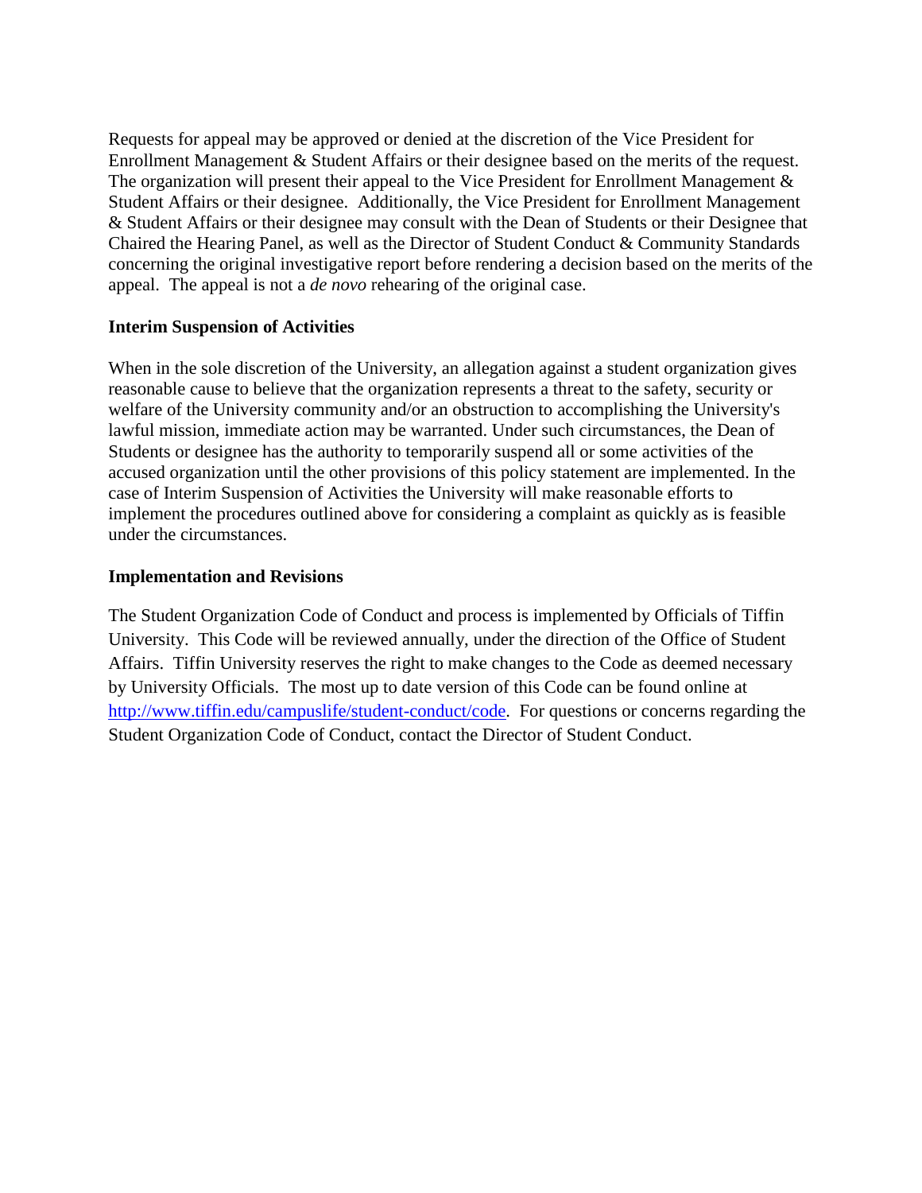Requests for appeal may be approved or denied at the discretion of the Vice President for Enrollment Management & Student Affairs or their designee based on the merits of the request. The organization will present their appeal to the Vice President for Enrollment Management & Student Affairs or their designee. Additionally, the Vice President for Enrollment Management & Student Affairs or their designee may consult with the Dean of Students or their Designee that Chaired the Hearing Panel, as well as the Director of Student Conduct & Community Standards concerning the original investigative report before rendering a decision based on the merits of the appeal. The appeal is not a *de novo* rehearing of the original case.

**Interim Suspension of Activities**

When in the sole discretion of the University, an allegation against a student organization gives reasonable cause to believe that the organization represents a threat to the safety, security or welfare of the University community and/or an obstruction to accomplishing the University's lawful mission, immediate action may be warranted. Under such circumstances, the Dean of Students or designee has the authority to temporarily suspend all or some activities of the accused organization until the other provisions of this policy statement are implemented. In the case of Interim Suspension of Activities the University will make reasonable efforts to implement the procedures outlined above for considering a complaint as quickly as is feasible under the circumstances.

**Implementation and Revisions**

The Student Organization Code of Conduct and process is implemented by Officials of Tiffin University. This Code will be reviewed annually, under the direction of the Office of Student Affairs. Tiffin University reserves the right to make changes to the Code as deemed necessary by University Officials. The most up to date version of this Code can be found online at [http://www.tiffin.edu/campuslife/student-conduct/code](http://www.tiffin.edu/campuslife/student-conduct/code). For questions or concerns regarding the Student Organization Code of Conduct, contact the Director of Student Conduct.